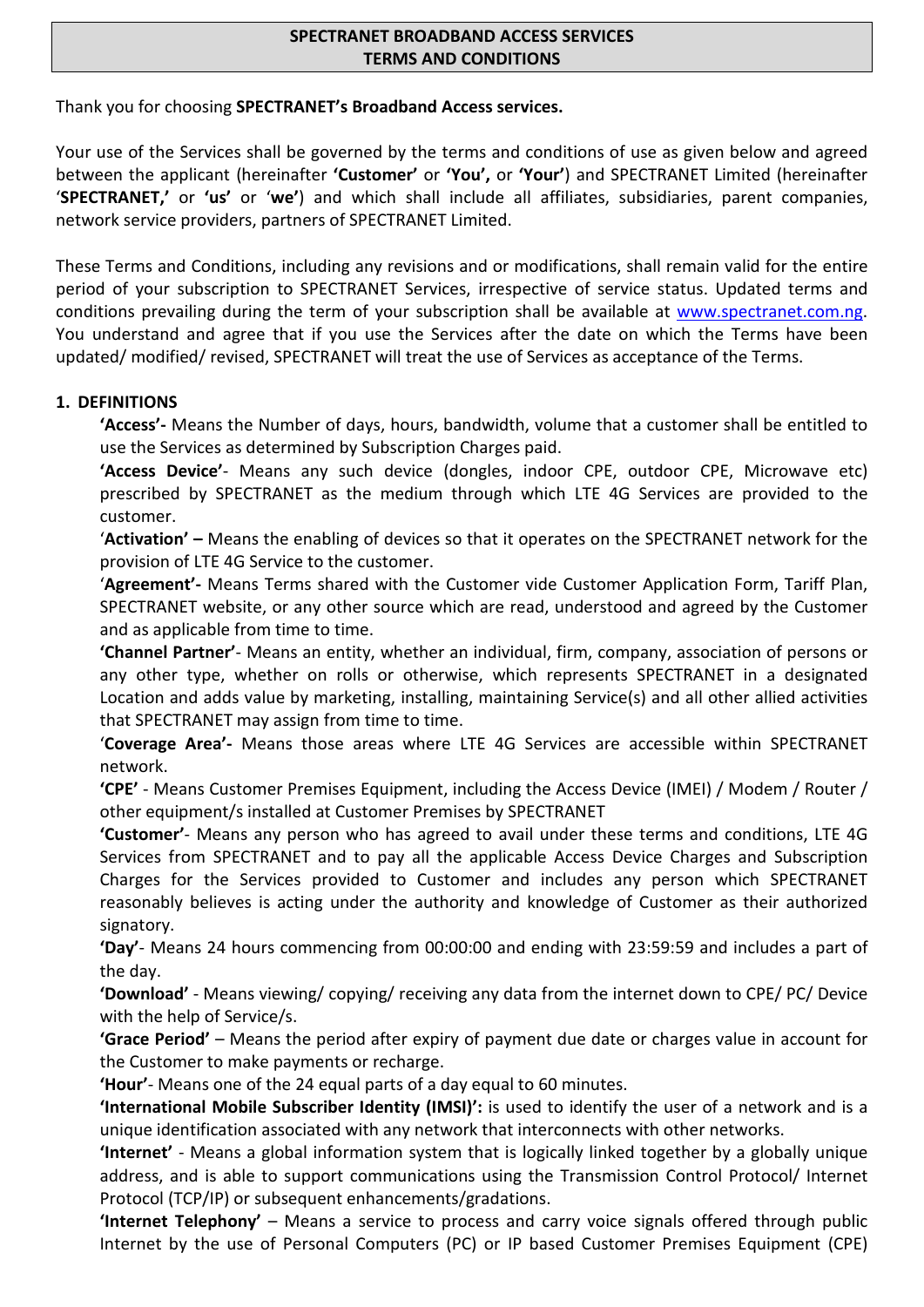# SPECTRANET BROADBAND ACCESS SERVICES TERMS AND CONDITIONS

Thank you for choosing **SPECTRANET's Broadband Access services.**

Your use of the Services shall be governed by the terms and conditions of use as given below and agreed between the applicant (hereinafter **'Customer'** or **'You',** or **'Your'**) and SPECTRANET Limited (hereinafter '**SPECTRANET,'** or **'us'** or '**we'**) and which shall include all affiliates, subsidiaries, parent companies, network service providers, partners of SPECTRANET Limited.

These Terms and Conditions, including any revisions and or modifications, shall remain valid for the entire period of your subscription to SPECTRANET Services, irrespective of service status. Updated terms and conditions prevailing during the term of your subscription shall be available at www.spectranet.com.ng. You understand and agree that if you use the Services after the date on which the Terms have been updated/ modified/ revised, SPECTRANET will treat the use of Services as acceptance of the Terms.

## 1. DEFINITIONS

**'Access'-** Means the Number of days, hours, bandwidth, volume that a customer shall be entitled to use the Services as determined by Subscription Charges paid.

**'Access Device'**- Means any such device (dongles, indoor CPE, outdoor CPE, Microwave etc) prescribed by SPECTRANET as the medium through which LTE 4G Services are provided to the customer.

'**Activation' –** Means the enabling of devices so that it operates on the SPECTRANET network for the provision of LTE 4G Service to the customer.

'**Agreement'-** Means Terms shared with the Customer vide Customer Application Form, Tariff Plan, SPECTRANET website, or any other source which are read, understood and agreed by the Customer and as applicable from time to time.

**'Channel Partner'**- Means an entity, whether an individual, firm, company, association of persons or any other type, whether on rolls or otherwise, which represents SPECTRANET in a designated Location and adds value by marketing, installing, maintaining Service(s) and all other allied activities that SPECTRANET may assign from time to time.

'**Coverage Area'-** Means those areas where LTE 4G Services are accessible within SPECTRANET network.

**'CPE'** - Means Customer Premises Equipment, including the Access Device (IMEI) / Modem / Router / other equipment/s installed at Customer Premises by SPECTRANET

**'Customer'**- Means any person who has agreed to avail under these terms and conditions, LTE 4G Services from SPECTRANET and to pay all the applicable Access Device Charges and Subscription Charges for the Services provided to Customer and includes any person which SPECTRANET reasonably believes is acting under the authority and knowledge of Customer as their authorized signatory.

**'Day'**- Means 24 hours commencing from 00:00:00 and ending with 23:59:59 and includes a part of the day.

**'Download'** - Means viewing/ copying/ receiving any data from the internet down to CPE/ PC/ Device with the help of Service/s.

**'Grace Period'** – Means the period after expiry of payment due date or charges value in account for the Customer to make payments or recharge.

**'Hour'**- Means one of the 24 equal parts of a day equal to 60 minutes.

**'International Mobile Subscriber Identity (IMSI)':** is used to identify the user of a network and is a unique identification associated with any network that interconnects with other networks.

**'Internet'** - Means a global information system that is logically linked together by a globally unique address, and is able to support communications using the Transmission Control Protocol/ Internet Protocol (TCP/IP) or subsequent enhancements/gradations.

**'Internet Telephony'** – Means a service to process and carry voice signals offered through public Internet by the use of Personal Computers (PC) or IP based Customer Premises Equipment (CPE)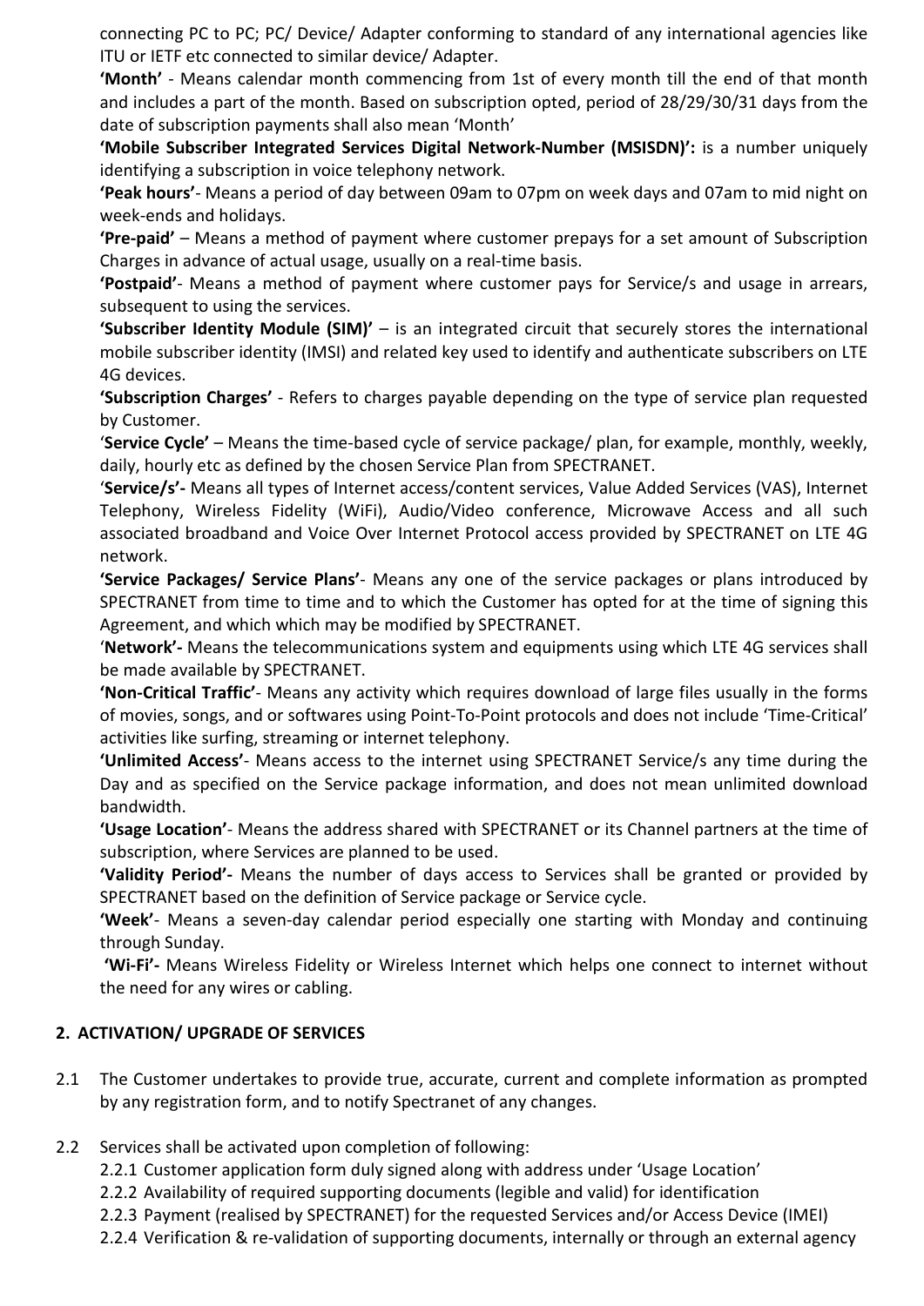connecting PC to PC; PC/ Device/ Adapter conforming to standard of any international agencies like ITU or IETF etc connected to similar device/ Adapter.

**'Month'** - Means calendar month commencing from 1st of every month till the end of that month and includes a part of the month. Based on subscription opted, period of 28/29/30/31 days from the date of subscription payments shall also mean 'Month'

**'Mobile Subscriber Integrated Services Digital Network-Number (MSISDN)':** is a number uniquely identifying a subscription in voice telephony network.

**'Peak hours'**- Means a period of day between 09am to 07pm on week days and 07am to mid night on week-ends and holidays.

**'Pre-paid'** – Means a method of payment where customer prepays for a set amount of Subscription Charges in advance of actual usage, usually on a real-time basis.

**'Postpaid'**- Means a method of payment where customer pays for Service/s and usage in arrears, subsequent to using the services.

**'Subscriber Identity Module (SIM)'** – is an integrated circuit that securely stores the international mobile subscriber identity (IMSI) and related key used to identify and authenticate subscribers on LTE 4G devices.

**'Subscription Charges'** - Refers to charges payable depending on the type of service plan requested by Customer.

'**Service Cycle'** – Means the time-based cycle of service package/ plan, for example, monthly, weekly, daily, hourly etc as defined by the chosen Service Plan from SPECTRANET.

'**Service/s'-** Means all types of Internet access/content services, Value Added Services (VAS), Internet Telephony, Wireless Fidelity (WiFi), Audio/Video conference, Microwave Access and all such associated broadband and Voice Over Internet Protocol access provided by SPECTRANET on LTE 4G network.

**'Service Packages/ Service Plans'**- Means any one of the service packages or plans introduced by SPECTRANET from time to time and to which the Customer has opted for at the time of signing this Agreement, and which which may be modified by SPECTRANET.

'**Network'-** Means the telecommunications system and equipments using which LTE 4G services shall be made available by SPECTRANET.

**'Non-Critical Traffic'**- Means any activity which requires download of large files usually in the forms of movies, songs, and or softwares using Point-To-Point protocols and does not include 'Time-Critical' activities like surfing, streaming or internet telephony.

**'Unlimited Access'**- Means access to the internet using SPECTRANET Service/s any time during the Day and as specified on the Service package information, and does not mean unlimited download bandwidth.

**'Usage Location'**- Means the address shared with SPECTRANET or its Channel partners at the time of subscription, where Services are planned to be used.

**'Validity Period'-** Means the number of days access to Services shall be granted or provided by SPECTRANET based on the definition of Service package or Service cycle.

**'Week'**- Means a seven-day calendar period especially one starting with Monday and continuing through Sunday.

**'Wi-Fi'-** Means Wireless Fidelity or Wireless Internet which helps one connect to internet without the need for any wires or cabling.

## 2. ACTIVATION/ UPGRADE OF SERVICES

2.1 The Customer undertakes to provide true, accurate, current and complete information as prompted by any registration form, and to notify Spectranet of any changes.

2.2 Services shall be activated upon completion of following:

2.2.1 Customer application form duly signed along with address under 'Usage Location'

2.2.2 Availability of required supporting documents (legible and valid) for identification

2.2.3 Payment (realised by SPECTRANET) for the requested Services and/or Access Device (IMEI)

2.2.4 Verification & re-validation of supporting documents, internally or through an external agency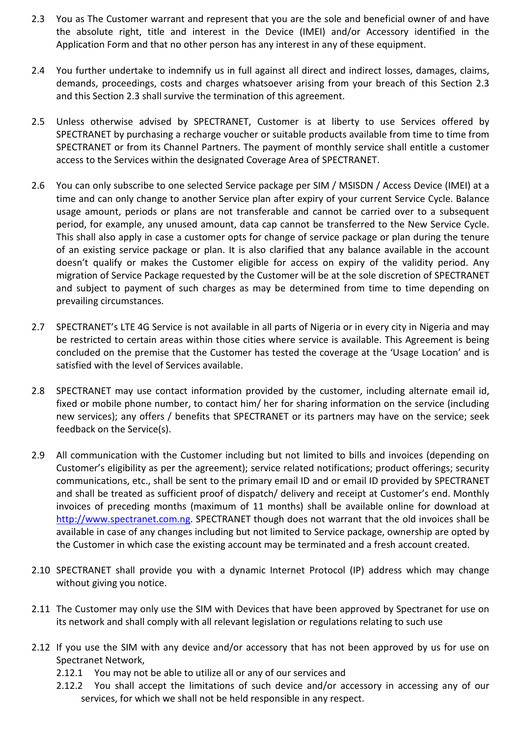2.3 You as The Customer warrant and represent that you are the sole and beneficial owner of and have the absolute right, title and interest in the Device (IMEI) and/or Accessory identified in the Application Form and that no other person has any interest in any of these equipment.

2.4 You further undertake to indemnify us in full against all direct and indirect losses, damages, claims, demands, proceedings, costs and charges whatsoever arising from your breach of this Section 2.3 and this Section 2.3 shall survive the termination of this agreement.

2.5 Unless otherwise advised by SPECTRANET, Customer is at liberty to use Services offered by SPECTRANET by purchasing a recharge voucher or suitable products available from time to time from SPECTRANET or from its Channel Partners. The payment of monthly service shall entitle a customer access to the Services within the designated Coverage Area of SPECTRANET.

2.6 You can only subscribe to one selected Service package per SIM / MSISDN / Access Device (IMEI) at a time and can only change to another Service plan after expiry of your current Service Cycle. Balance usage amount, periods or plans are not transferable and cannot be carried over to a subsequent period, for example, any unused amount, data cap cannot be transferred to the New Service Cycle. This shall also apply in case a customer opts for change of service package or plan during the tenure of an existing service package or plan. It is also clarified that any balance available in the account doesn't qualify or makes the Customer eligible for access on expiry of the validity period. Any migration of Service Package requested by the Customer will be at the sole discretion of SPECTRANET and subject to payment of such charges as may be determined from time to time depending on prevailing circumstances.

2.7 SPECTRANET's LTE 4G Service is not available in all parts of Nigeria or in every city in Nigeria and may be restricted to certain areas within those cities where service is available. This Agreement is being concluded on the premise that the Customer has tested the coverage at the 'Usage Location' and is satisfied with the level of Services available.

2.8 SPECTRANET may use contact information provided by the customer, including alternate email id, fixed or mobile phone number, to contact him/ her for sharing information on the service (including new services); any offers / benefits that SPECTRANET or its partners may have on the service; seek feedback on the Service(s).

2.9 All communication with the Customer including but not limited to bills and invoices (depending on Customer's eligibility as per the agreement); service related notifications; product offerings; security communications, etc., shall be sent to the primary email ID and or email ID provided by SPECTRANET and shall be treated as sufficient proof of dispatch/ delivery and receipt at Customer's end. Monthly invoices of preceding months (maximum of 11 months) shall be available online for download at http://www.spectranet.com.ng. SPECTRANET though does not warrant that the old invoices shall be available in case of any changes including but not limited to Service package, ownership are opted by the Customer in which case the existing account may be terminated and a fresh account created.

2.10 SPECTRANET shall provide you with a dynamic Internet Protocol (IP) address which may change without giving you notice.

2.11 The Customer may only use the SIM with Devices that have been approved by Spectranet for use on its network and shall comply with all relevant legislation or regulations relating to such use

2.12 If you use the SIM with any device and/or accessory that has not been approved by us for use on Spectranet Network,

- 2.12.1 You may not be able to utilize all or any of our services and
- 2.12.2 You shall accept the limitations of such device and/or accessory in accessing any of our services, for which we shall not be held responsible in any respect.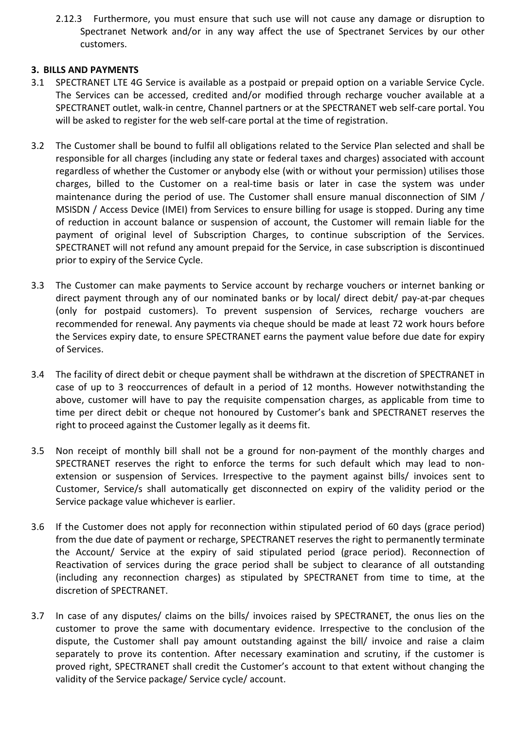2.12.3 Furthermore, you must ensure that such use will not cause any damage or disruption to Spectranet Network and/or in any way affect the use of Spectranet Services by our other customers.

## 3. BILLS AND PAYMENTS

3.1 SPECTRANET LTE 4G Service is available as a postpaid or prepaid option on a variable Service Cycle. The Services can be accessed, credited and/or modified through recharge voucher available at a SPECTRANET outlet, walk-in centre, Channel partners or at the SPECTRANET web self-care portal. You will be asked to register for the web self-care portal at the time of registration.

3.2 The Customer shall be bound to fulfil all obligations related to the Service Plan selected and shall be responsible for all charges (including any state or federal taxes and charges) associated with account regardless of whether the Customer or anybody else (with or without your permission) utilises those charges, billed to the Customer on a real-time basis or later in case the system was under maintenance during the period of use. The Customer shall ensure manual disconnection of SIM / MSISDN / Access Device (IMEI) from Services to ensure billing for usage is stopped. During any time of reduction in account balance or suspension of account, the Customer will remain liable for the payment of original level of Subscription Charges, to continue subscription of the Services. SPECTRANET will not refund any amount prepaid for the Service, in case subscription is discontinued prior to expiry of the Service Cycle.

3.3 The Customer can make payments to Service account by recharge vouchers or internet banking or direct payment through any of our nominated banks or by local/ direct debit/ pay-at-par cheques (only for postpaid customers). To prevent suspension of Services, recharge vouchers are recommended for renewal. Any payments via cheque should be made at least 72 work hours before the Services expiry date, to ensure SPECTRANET earns the payment value before due date for expiry of Services.

3.4 The facility of direct debit or cheque payment shall be withdrawn at the discretion of SPECTRANET in case of up to 3 reoccurrences of default in a period of 12 months. However notwithstanding the above, customer will have to pay the requisite compensation charges, as applicable from time to time per direct debit or cheque not honoured by Customer's bank and SPECTRANET reserves the right to proceed against the Customer legally as it deems fit.

3.5 Non receipt of monthly bill shall not be a ground for non-payment of the monthly charges and SPECTRANET reserves the right to enforce the terms for such default which may lead to non-extension or suspension of Services. Irrespective to the payment against bills/ invoices sent to Customer, Service/s shall automatically get disconnected on expiry of the validity period or the Service package value whichever is earlier.

3.6 If the Customer does not apply for reconnection within stipulated period of 60 days (grace period) from the due date of payment or recharge, SPECTRANET reserves the right to permanently terminate the Account/ Service at the expiry of said stipulated period (grace period). Reconnection of Reactivation of services during the grace period shall be subject to clearance of all outstanding (including any reconnection charges) as stipulated by SPECTRANET from time to time, at the discretion of SPECTRANET.

3.7 In case of any disputes/ claims on the bills/ invoices raised by SPECTRANET, the onus lies on the customer to prove the same with documentary evidence. Irrespective to the conclusion of the dispute, the Customer shall pay amount outstanding against the bill/ invoice and raise a claim separately to prove its contention. After necessary examination and scrutiny, if the customer is proved right, SPECTRANET shall credit the Customer's account to that extent without changing the validity of the Service package/ Service cycle/ account.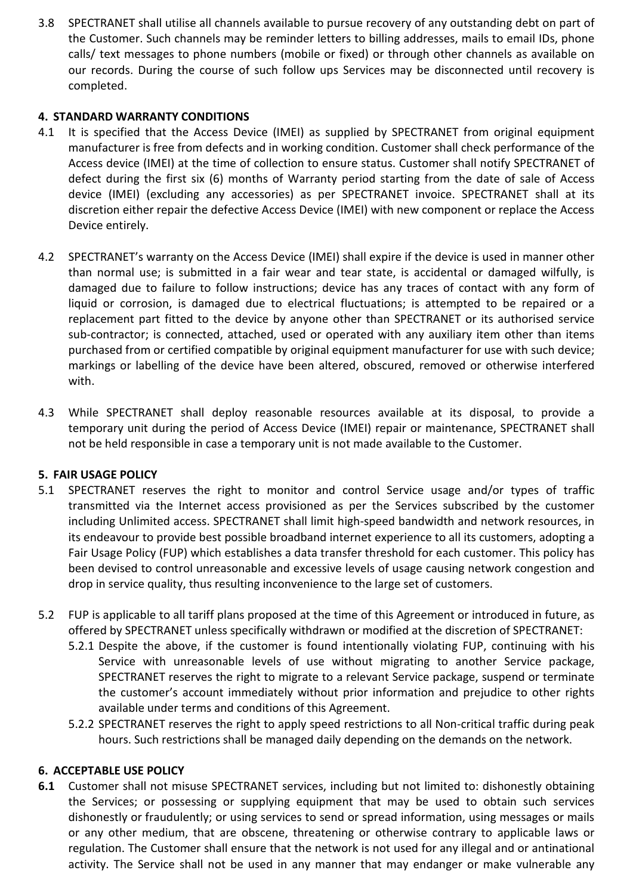3.8 SPECTRANET shall utilise all channels available to pursue recovery of any outstanding debt on part of the Customer. Such channels may be reminder letters to billing addresses, mails to email IDs, phone calls/ text messages to phone numbers (mobile or fixed) or through other channels as available on our records. During the course of such follow ups Services may be disconnected until recovery is completed.

## 4. STANDARD WARRANTY CONDITIONS

4.1 It is specified that the Access Device (IMEI) as supplied by SPECTRANET from original equipment manufacturer is free from defects and in working condition. Customer shall check performance of the Access device (IMEI) at the time of collection to ensure status. Customer shall notify SPECTRANET of defect during the first six (6) months of Warranty period starting from the date of sale of Access device (IMEI) (excluding any accessories) as per SPECTRANET invoice. SPECTRANET shall at its discretion either repair the defective Access Device (IMEI) with new component or replace the Access Device entirely.

4.2 SPECTRANET's warranty on the Access Device (IMEI) shall expire if the device is used in manner other than normal use; is submitted in a fair wear and tear state, is accidental or damaged wilfully, is damaged due to failure to follow instructions; device has any traces of contact with any form of liquid or corrosion, is damaged due to electrical fluctuations; is attempted to be repaired or a replacement part fitted to the device by anyone other than SPECTRANET or its authorised service sub-contractor; is connected, attached, used or operated with any auxiliary item other than items purchased from or certified compatible by original equipment manufacturer for use with such device; markings or labelling of the device have been altered, obscured, removed or otherwise interfered with.

4.3 While SPECTRANET shall deploy reasonable resources available at its disposal, to provide a temporary unit during the period of Access Device (IMEI) repair or maintenance, SPECTRANET shall not be held responsible in case a temporary unit is not made available to the Customer.

## 5. FAIR USAGE POLICY

5.1 SPECTRANET reserves the right to monitor and control Service usage and/or types of traffic transmitted via the Internet access provisioned as per the Services subscribed by the customer including Unlimited access. SPECTRANET shall limit high-speed bandwidth and network resources, in its endeavour to provide best possible broadband internet experience to all its customers, adopting a Fair Usage Policy (FUP) which establishes a data transfer threshold for each customer. This policy has been devised to control unreasonable and excessive levels of usage causing network congestion and drop in service quality, thus resulting inconvenience to the large set of customers.

5.2 FUP is applicable to all tariff plans proposed at the time of this Agreement or introduced in future, as offered by SPECTRANET unless specifically withdrawn or modified at the discretion of SPECTRANET:

5.2.1 Despite the above, if the customer is found intentionally violating FUP, continuing with his Service with unreasonable levels of use without migrating to another Service package, SPECTRANET reserves the right to migrate to a relevant Service package, suspend or terminate the customer's account immediately without prior information and prejudice to other rights available under terms and conditions of this Agreement.

5.2.2 SPECTRANET reserves the right to apply speed restrictions to all Non-critical traffic during peak hours. Such restrictions shall be managed daily depending on the demands on the network.

## 6. ACCEPTABLE USE POLICY

**6.1** Customer shall not misuse SPECTRANET services, including but not limited to: dishonestly obtaining the Services; or possessing or supplying equipment that may be used to obtain such services dishonestly or fraudulently; or using services to send or spread information, using messages or mails or any other medium, that are obscene, threatening or otherwise contrary to applicable laws or regulation. The Customer shall ensure that the network is not used for any illegal and or antinational activity. The Service shall not be used in any manner that may endanger or make vulnerable any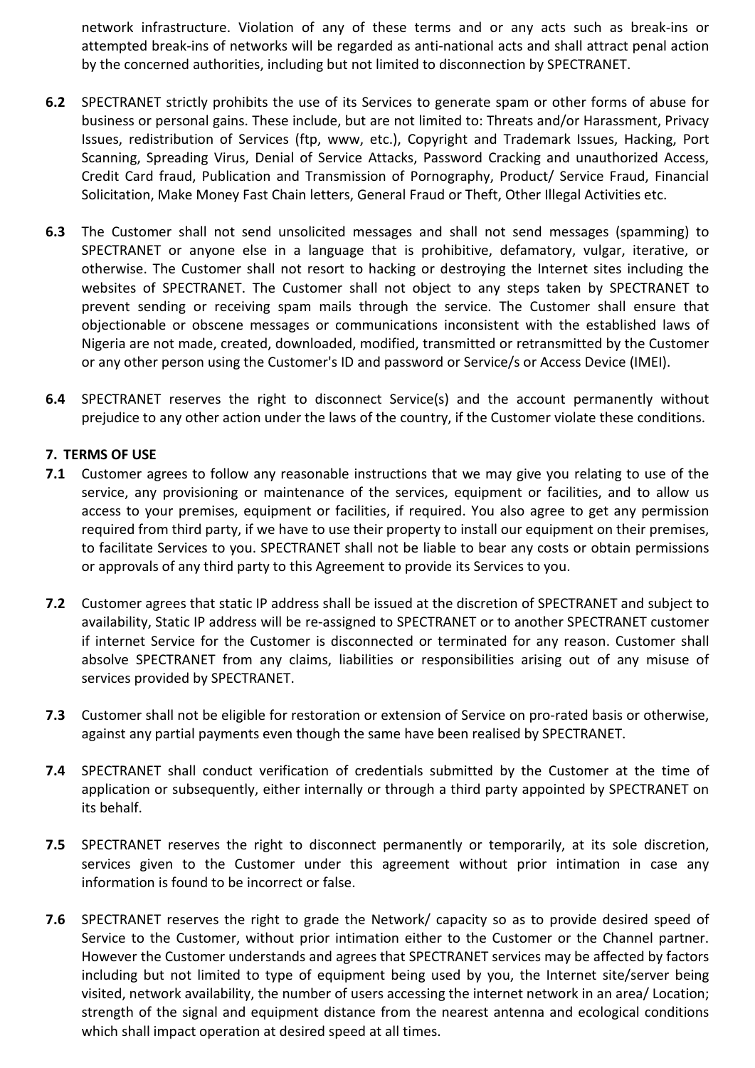network infrastructure. Violation of any of these terms and or any acts such as break-ins or attempted break-ins of networks will be regarded as anti-national acts and shall attract penal action by the concerned authorities, including but not limited to disconnection by SPECTRANET.

**6.2** SPECTRANET strictly prohibits the use of its Services to generate spam or other forms of abuse for business or personal gains. These include, but are not limited to: Threats and/or Harassment, Privacy Issues, redistribution of Services (ftp, www, etc.), Copyright and Trademark Issues, Hacking, Port Scanning, Spreading Virus, Denial of Service Attacks, Password Cracking and unauthorized Access, Credit Card fraud, Publication and Transmission of Pornography, Product/ Service Fraud, Financial Solicitation, Make Money Fast Chain letters, General Fraud or Theft, Other Illegal Activities etc.

**6.3** The Customer shall not send unsolicited messages and shall not send messages (spamming) to SPECTRANET or anyone else in a language that is prohibitive, defamatory, vulgar, iterative, or otherwise. The Customer shall not resort to hacking or destroying the Internet sites including the websites of SPECTRANET. The Customer shall not object to any steps taken by SPECTRANET to prevent sending or receiving spam mails through the service. The Customer shall ensure that objectionable or obscene messages or communications inconsistent with the established laws of Nigeria are not made, created, downloaded, modified, transmitted or retransmitted by the Customer or any other person using the Customer's ID and password or Service/s or Access Device (IMEI).

**6.4** SPECTRANET reserves the right to disconnect Service(s) and the account permanently without prejudice to any other action under the laws of the country, if the Customer violate these conditions.

## 7. TERMS OF USE

**7.1** Customer agrees to follow any reasonable instructions that we may give you relating to use of the service, any provisioning or maintenance of the services, equipment or facilities, and to allow us access to your premises, equipment or facilities, if required. You also agree to get any permission required from third party, if we have to use their property to install our equipment on their premises, to facilitate Services to you. SPECTRANET shall not be liable to bear any costs or obtain permissions or approvals of any third party to this Agreement to provide its Services to you.

**7.2** Customer agrees that static IP address shall be issued at the discretion of SPECTRANET and subject to availability, Static IP address will be re-assigned to SPECTRANET or to another SPECTRANET customer if internet Service for the Customer is disconnected or terminated for any reason. Customer shall absolve SPECTRANET from any claims, liabilities or responsibilities arising out of any misuse of services provided by SPECTRANET.

**7.3** Customer shall not be eligible for restoration or extension of Service on pro-rated basis or otherwise, against any partial payments even though the same have been realised by SPECTRANET.

**7.4** SPECTRANET shall conduct verification of credentials submitted by the Customer at the time of application or subsequently, either internally or through a third party appointed by SPECTRANET on its behalf.

**7.5** SPECTRANET reserves the right to disconnect permanently or temporarily, at its sole discretion, services given to the Customer under this agreement without prior intimation in case any information is found to be incorrect or false.

**7.6** SPECTRANET reserves the right to grade the Network/ capacity so as to provide desired speed of Service to the Customer, without prior intimation either to the Customer or the Channel partner. However the Customer understands and agrees that SPECTRANET services may be affected by factors including but not limited to type of equipment being used by you, the Internet site/server being visited, network availability, the number of users accessing the internet network in an area/ Location; strength of the signal and equipment distance from the nearest antenna and ecological conditions which shall impact operation at desired speed at all times.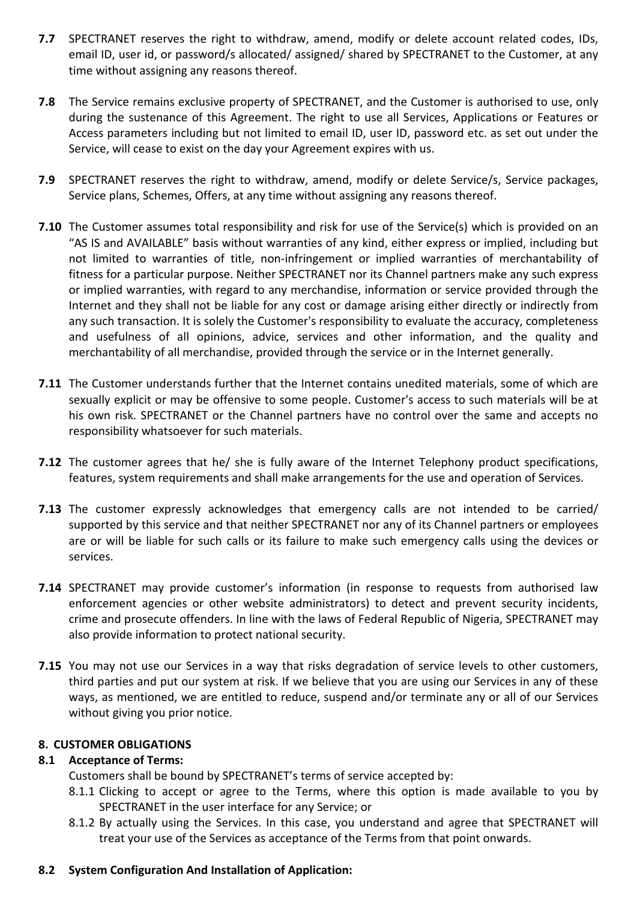**7.7** SPECTRANET reserves the right to withdraw, amend, modify or delete account related codes, IDs, email ID, user id, or password/s allocated/ assigned/ shared by SPECTRANET to the Customer, at any time without assigning any reasons thereof.

**7.8** The Service remains exclusive property of SPECTRANET, and the Customer is authorised to use, only during the sustenance of this Agreement. The right to use all Services, Applications or Features or Access parameters including but not limited to email ID, user ID, password etc. as set out under the Service, will cease to exist on the day your Agreement expires with us.

**7.9** SPECTRANET reserves the right to withdraw, amend, modify or delete Service/s, Service packages, Service plans, Schemes, Offers, at any time without assigning any reasons thereof.

**7.10** The Customer assumes total responsibility and risk for use of the Service(s) which is provided on an "AS IS and AVAILABLE" basis without warranties of any kind, either express or implied, including but not limited to warranties of title, non-infringement or implied warranties of merchantability of fitness for a particular purpose. Neither SPECTRANET nor its Channel partners make any such express or implied warranties, with regard to any merchandise, information or service provided through the Internet and they shall not be liable for any cost or damage arising either directly or indirectly from any such transaction. It is solely the Customer's responsibility to evaluate the accuracy, completeness and usefulness of all opinions, advice, services and other information, and the quality and merchantability of all merchandise, provided through the service or in the Internet generally.

**7.11** The Customer understands further that the Internet contains unedited materials, some of which are sexually explicit or may be offensive to some people. Customer's access to such materials will be at his own risk. SPECTRANET or the Channel partners have no control over the same and accepts no responsibility whatsoever for such materials.

**7.12** The customer agrees that he/ she is fully aware of the Internet Telephony product specifications, features, system requirements and shall make arrangements for the use and operation of Services.

**7.13** The customer expressly acknowledges that emergency calls are not intended to be carried/ supported by this service and that neither SPECTRANET nor any of its Channel partners or employees are or will be liable for such calls or its failure to make such emergency calls using the devices or services.

**7.14** SPECTRANET may provide customer's information (in response to requests from authorised law enforcement agencies or other website administrators) to detect and prevent security incidents, crime and prosecute offenders. In line with the laws of Federal Republic of Nigeria, SPECTRANET may also provide information to protect national security.

**7.15** You may not use our Services in a way that risks degradation of service levels to other customers, third parties and put our system at risk. If we believe that you are using our Services in any of these ways, as mentioned, we are entitled to reduce, suspend and/or terminate any or all of our Services without giving you prior notice.

## 8. CUSTOMER OBLIGATIONS

### 8.1 Acceptance of Terms:

Customers shall be bound by SPECTRANET's terms of service accepted by:

8.1.1 Clicking to accept or agree to the Terms, where this option is made available to you by SPECTRANET in the user interface for any Service; or

8.1.2 By actually using the Services. In this case, you understand and agree that SPECTRANET will treat your use of the Services as acceptance of the Terms from that point onwards.

### 8.2 System Configuration And Installation of Application: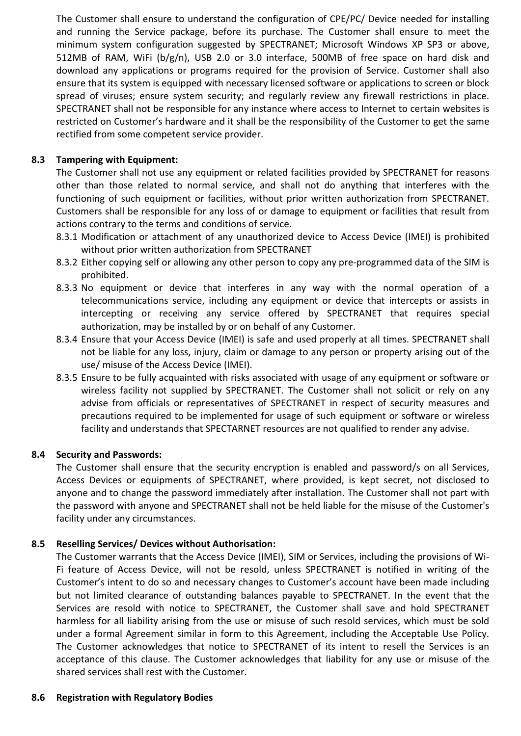The Customer shall ensure to understand the configuration of CPE/PC/ Device needed for installing and running the Service package, before its purchase. The Customer shall ensure to meet the minimum system configuration suggested by SPECTRANET; Microsoft Windows XP SP3 or above, 512MB of RAM, WiFi (b/g/n), USB 2.0 or 3.0 interface, 500MB of free space on hard disk and download any applications or programs required for the provision of Service. Customer shall also ensure that its system is equipped with necessary licensed software or applications to screen or block spread of viruses; ensure system security; and regularly review any firewall restrictions in place. SPECTRANET shall not be responsible for any instance where access to Internet to certain websites is restricted on Customer's hardware and it shall be the responsibility of the Customer to get the same rectified from some competent service provider.

**8.3 Tampering with Equipment:**

The Customer shall not use any equipment or related facilities provided by SPECTRANET for reasons other than those related to normal service, and shall not do anything that interferes with the functioning of such equipment or facilities, without prior written authorization from SPECTRANET. Customers shall be responsible for any loss of or damage to equipment or facilities that result from actions contrary to the terms and conditions of service.

8.3.1 Modification or attachment of any unauthorized device to Access Device (IMEI) is prohibited without prior written authorization from SPECTRANET

8.3.2 Either copying self or allowing any other person to copy any pre-programmed data of the SIM is prohibited.

8.3.3 No equipment or device that interferes in any way with the normal operation of a telecommunications service, including any equipment or device that intercepts or assists in intercepting or receiving any service offered by SPECTRANET that requires special authorization, may be installed by or on behalf of any Customer.

8.3.4 Ensure that your Access Device (IMEI) is safe and used properly at all times. SPECTRANET shall not be liable for any loss, injury, claim or damage to any person or property arising out of the use/ misuse of the Access Device (IMEI).

8.3.5 Ensure to be fully acquainted with risks associated with usage of any equipment or software or wireless facility not supplied by SPECTRANET. The Customer shall not solicit or rely on any advise from officials or representatives of SPECTRANET in respect of security measures and precautions required to be implemented for usage of such equipment or software or wireless facility and understands that SPECTARNET resources are not qualified to render any advise.

**8.4 Security and Passwords:**

The Customer shall ensure that the security encryption is enabled and password/s on all Services, Access Devices or equipments of SPECTRANET, where provided, is kept secret, not disclosed to anyone and to change the password immediately after installation. The Customer shall not part with the password with anyone and SPECTRANET shall not be held liable for the misuse of the Customer's facility under any circumstances.

**8.5 Reselling Services/ Devices without Authorisation:**

The Customer warrants that the Access Device (IMEI), SIM or Services, including the provisions of Wi-Fi feature of Access Device, will not be resold, unless SPECTRANET is notified in writing of the Customer's intent to do so and necessary changes to Customer's account have been made including but not limited clearance of outstanding balances payable to SPECTRANET. In the event that the Services are resold with notice to SPECTRANET, the Customer shall save and hold SPECTRANET harmless for all liability arising from the use or misuse of such resold services, which must be sold under a formal Agreement similar in form to this Agreement, including the Acceptable Use Policy. The Customer acknowledges that notice to SPECTRANET of its intent to resell the Services is an acceptance of this clause. The Customer acknowledges that liability for any use or misuse of the shared services shall rest with the Customer.

**8.6 Registration with Regulatory Bodies**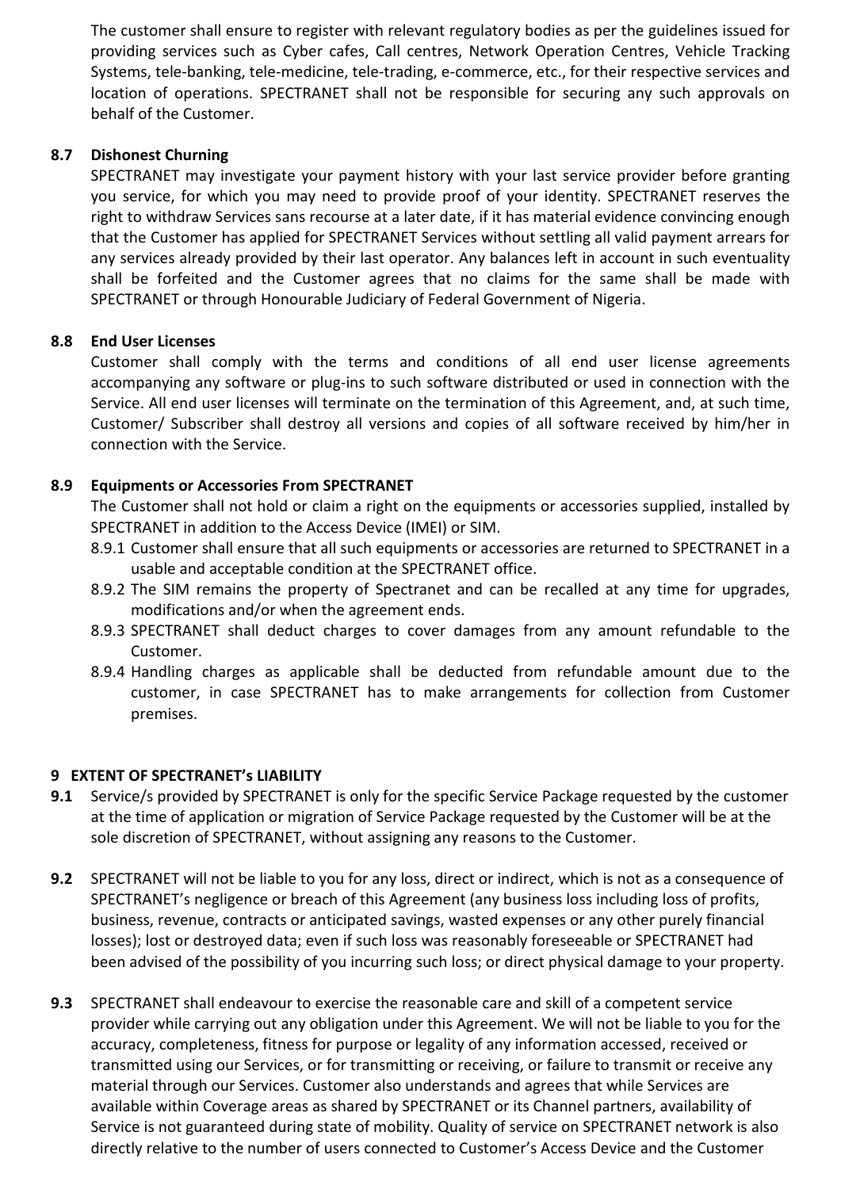The customer shall ensure to register with relevant regulatory bodies as per the guidelines issued for providing services such as Cyber cafes, Call centres, Network Operation Centres, Vehicle Tracking Systems, tele-banking, tele-medicine, tele-trading, e-commerce, etc., for their respective services and location of operations. SPECTRANET shall not be responsible for securing any such approvals on behalf of the Customer.

### 8.7 Dishonest Churning

SPECTRANET may investigate your payment history with your last service provider before granting you service, for which you may need to provide proof of your identity. SPECTRANET reserves the right to withdraw Services sans recourse at a later date, if it has material evidence convincing enough that the Customer has applied for SPECTRANET Services without settling all valid payment arrears for any services already provided by their last operator. Any balances left in account in such eventuality shall be forfeited and the Customer agrees that no claims for the same shall be made with SPECTRANET or through Honourable Judiciary of Federal Government of Nigeria.

### 8.8 End User Licenses

Customer shall comply with the terms and conditions of all end user license agreements accompanying any software or plug-ins to such software distributed or used in connection with the Service. All end user licenses will terminate on the termination of this Agreement, and, at such time, Customer/ Subscriber shall destroy all versions and copies of all software received by him/her in connection with the Service.

### 8.9 Equipments or Accessories From SPECTRANET

The Customer shall not hold or claim a right on the equipments or accessories supplied, installed by SPECTRANET in addition to the Access Device (IMEI) or SIM.

- 8.9.1 Customer shall ensure that all such equipments or accessories are returned to SPECTRANET in a usable and acceptable condition at the SPECTRANET office.
- 8.9.2 The SIM remains the property of Spectranet and can be recalled at any time for upgrades, modifications and/or when the agreement ends.
- 8.9.3 SPECTRANET shall deduct charges to cover damages from any amount refundable to the Customer.
- 8.9.4 Handling charges as applicable shall be deducted from refundable amount due to the customer, in case SPECTRANET has to make arrangements for collection from Customer premises.

## 9 EXTENT OF SPECTRANET's LIABILITY

**9.1** Service/s provided by SPECTRANET is only for the specific Service Package requested by the customer at the time of application or migration of Service Package requested by the Customer will be at the sole discretion of SPECTRANET, without assigning any reasons to the Customer.

**9.2** SPECTRANET will not be liable to you for any loss, direct or indirect, which is not as a consequence of SPECTRANET's negligence or breach of this Agreement (any business loss including loss of profits, business, revenue, contracts or anticipated savings, wasted expenses or any other purely financial losses); lost or destroyed data; even if such loss was reasonably foreseeable or SPECTRANET had been advised of the possibility of you incurring such loss; or direct physical damage to your property.

**9.3** SPECTRANET shall endeavour to exercise the reasonable care and skill of a competent service provider while carrying out any obligation under this Agreement. We will not be liable to you for the accuracy, completeness, fitness for purpose or legality of any information accessed, received or transmitted using our Services, or for transmitting or receiving, or failure to transmit or receive any material through our Services. Customer also understands and agrees that while Services are available within Coverage areas as shared by SPECTRANET or its Channel partners, availability of Service is not guaranteed during state of mobility. Quality of service on SPECTRANET network is also directly relative to the number of users connected to Customer's Access Device and the Customer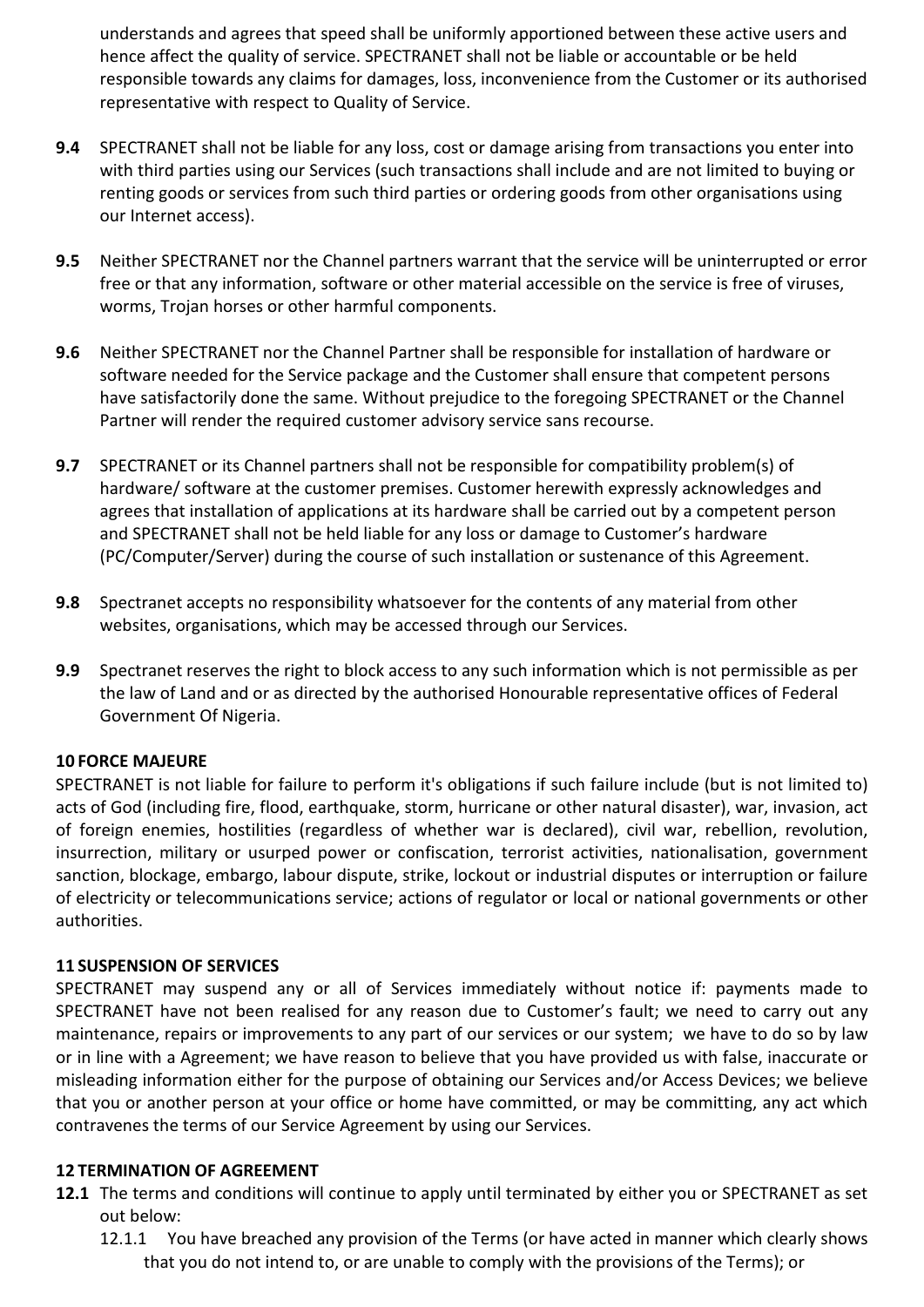understands and agrees that speed shall be uniformly apportioned between these active users and hence affect the quality of service. SPECTRANET shall not be liable or accountable or be held responsible towards any claims for damages, loss, inconvenience from the Customer or its authorised representative with respect to Quality of Service.

**9.4** SPECTRANET shall not be liable for any loss, cost or damage arising from transactions you enter into with third parties using our Services (such transactions shall include and are not limited to buying or renting goods or services from such third parties or ordering goods from other organisations using our Internet access).

**9.5** Neither SPECTRANET nor the Channel partners warrant that the service will be uninterrupted or error free or that any information, software or other material accessible on the service is free of viruses, worms, Trojan horses or other harmful components.

**9.6** Neither SPECTRANET nor the Channel Partner shall be responsible for installation of hardware or software needed for the Service package and the Customer shall ensure that competent persons have satisfactorily done the same. Without prejudice to the foregoing SPECTRANET or the Channel Partner will render the required customer advisory service sans recourse.

**9.7** SPECTRANET or its Channel partners shall not be responsible for compatibility problem(s) of hardware/ software at the customer premises. Customer herewith expressly acknowledges and agrees that installation of applications at its hardware shall be carried out by a competent person and SPECTRANET shall not be held liable for any loss or damage to Customer's hardware (PC/Computer/Server) during the course of such installation or sustenance of this Agreement.

**9.8** Spectranet accepts no responsibility whatsoever for the contents of any material from other websites, organisations, which may be accessed through our Services.

**9.9** Spectranet reserves the right to block access to any such information which is not permissible as per the law of Land and or as directed by the authorised Honourable representative offices of Federal Government Of Nigeria.

**10 FORCE MAJEURE**

SPECTRANET is not liable for failure to perform it's obligations if such failure include (but is not limited to) acts of God (including fire, flood, earthquake, storm, hurricane or other natural disaster), war, invasion, act of foreign enemies, hostilities (regardless of whether war is declared), civil war, rebellion, revolution, insurrection, military or usurped power or confiscation, terrorist activities, nationalisation, government sanction, blockage, embargo, labour dispute, strike, lockout or industrial disputes or interruption or failure of electricity or telecommunications service; actions of regulator or local or national governments or other authorities.

**11 SUSPENSION OF SERVICES**

SPECTRANET may suspend any or all of Services immediately without notice if: payments made to SPECTRANET have not been realised for any reason due to Customer's fault; we need to carry out any maintenance, repairs or improvements to any part of our services or our system; we have to do so by law or in line with a Agreement; we have reason to believe that you have provided us with false, inaccurate or misleading information either for the purpose of obtaining our Services and/or Access Devices; we believe that you or another person at your office or home have committed, or may be committing, any act which contravenes the terms of our Service Agreement by using our Services.

**12 TERMINATION OF AGREEMENT**

**12.1** The terms and conditions will continue to apply until terminated by either you or SPECTRANET as set out below:

12.1.1 You have breached any provision of the Terms (or have acted in manner which clearly shows that you do not intend to, or are unable to comply with the provisions of the Terms); or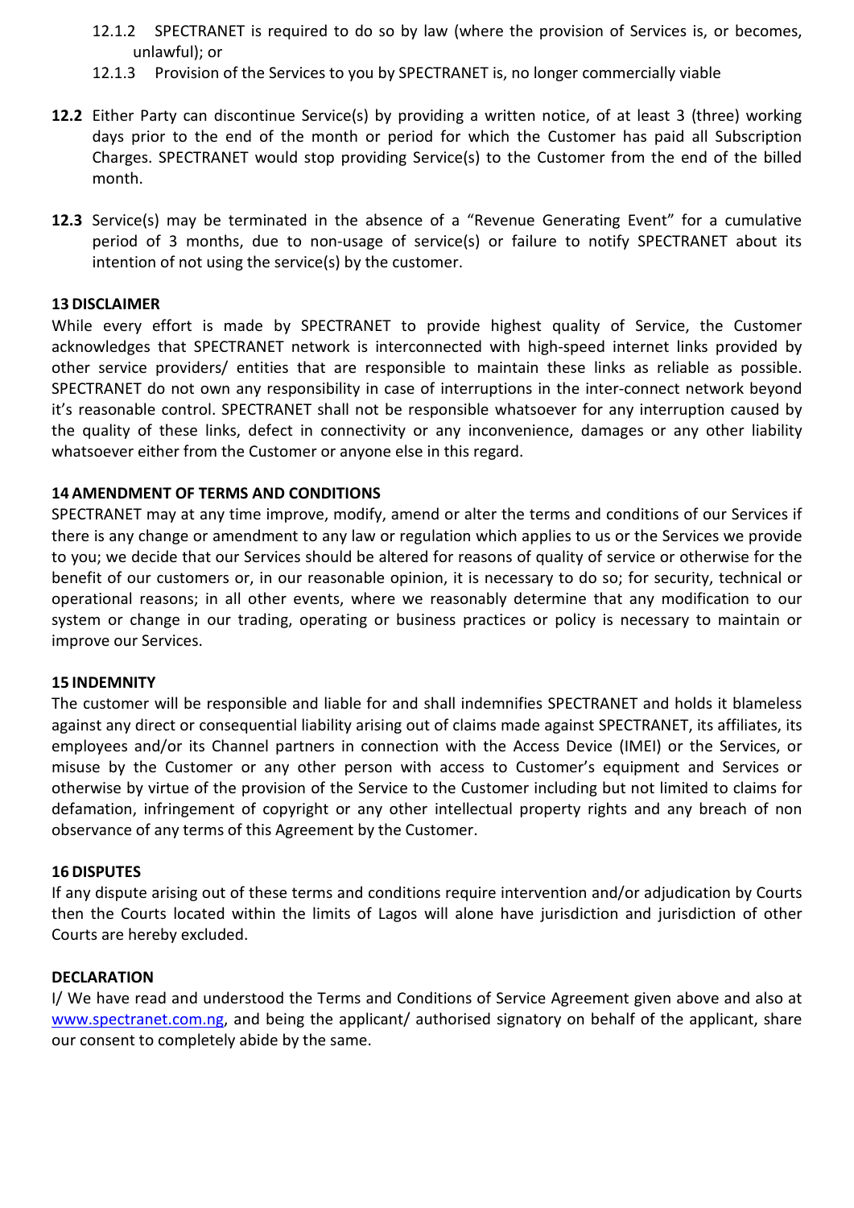12.1.2 SPECTRANET is required to do so by law (where the provision of Services is, or becomes, unlawful); or

12.1.3 Provision of the Services to you by SPECTRANET is, no longer commercially viable

**12.2** Either Party can discontinue Service(s) by providing a written notice, of at least 3 (three) working days prior to the end of the month or period for which the Customer has paid all Subscription Charges. SPECTRANET would stop providing Service(s) to the Customer from the end of the billed month.

**12.3** Service(s) may be terminated in the absence of a "Revenue Generating Event" for a cumulative period of 3 months, due to non-usage of service(s) or failure to notify SPECTRANET about its intention of not using the service(s) by the customer.

**13 DISCLAIMER**

While every effort is made by SPECTRANET to provide highest quality of Service, the Customer acknowledges that SPECTRANET network is interconnected with high-speed internet links provided by other service providers/ entities that are responsible to maintain these links as reliable as possible. SPECTRANET do not own any responsibility in case of interruptions in the inter-connect network beyond it's reasonable control. SPECTRANET shall not be responsible whatsoever for any interruption caused by the quality of these links, defect in connectivity or any inconvenience, damages or any other liability whatsoever either from the Customer or anyone else in this regard.

**14 AMENDMENT OF TERMS AND CONDITIONS**

SPECTRANET may at any time improve, modify, amend or alter the terms and conditions of our Services if there is any change or amendment to any law or regulation which applies to us or the Services we provide to you; we decide that our Services should be altered for reasons of quality of service or otherwise for the benefit of our customers or, in our reasonable opinion, it is necessary to do so; for security, technical or operational reasons; in all other events, where we reasonably determine that any modification to our system or change in our trading, operating or business practices or policy is necessary to maintain or improve our Services.

**15 INDEMNITY**

The customer will be responsible and liable for and shall indemnifies SPECTRANET and holds it blameless against any direct or consequential liability arising out of claims made against SPECTRANET, its affiliates, its employees and/or its Channel partners in connection with the Access Device (IMEI) or the Services, or misuse by the Customer or any other person with access to Customer's equipment and Services or otherwise by virtue of the provision of the Service to the Customer including but not limited to claims for defamation, infringement of copyright or any other intellectual property rights and any breach of non observance of any terms of this Agreement by the Customer.

**16 DISPUTES**

If any dispute arising out of these terms and conditions require intervention and/or adjudication by Courts then the Courts located within the limits of Lagos will alone have jurisdiction and jurisdiction of other Courts are hereby excluded.

**DECLARATION**

I/ We have read and understood the Terms and Conditions of Service Agreement given above and also at www.spectranet.com.ng, and being the applicant/ authorised signatory on behalf of the applicant, share our consent to completely abide by the same.